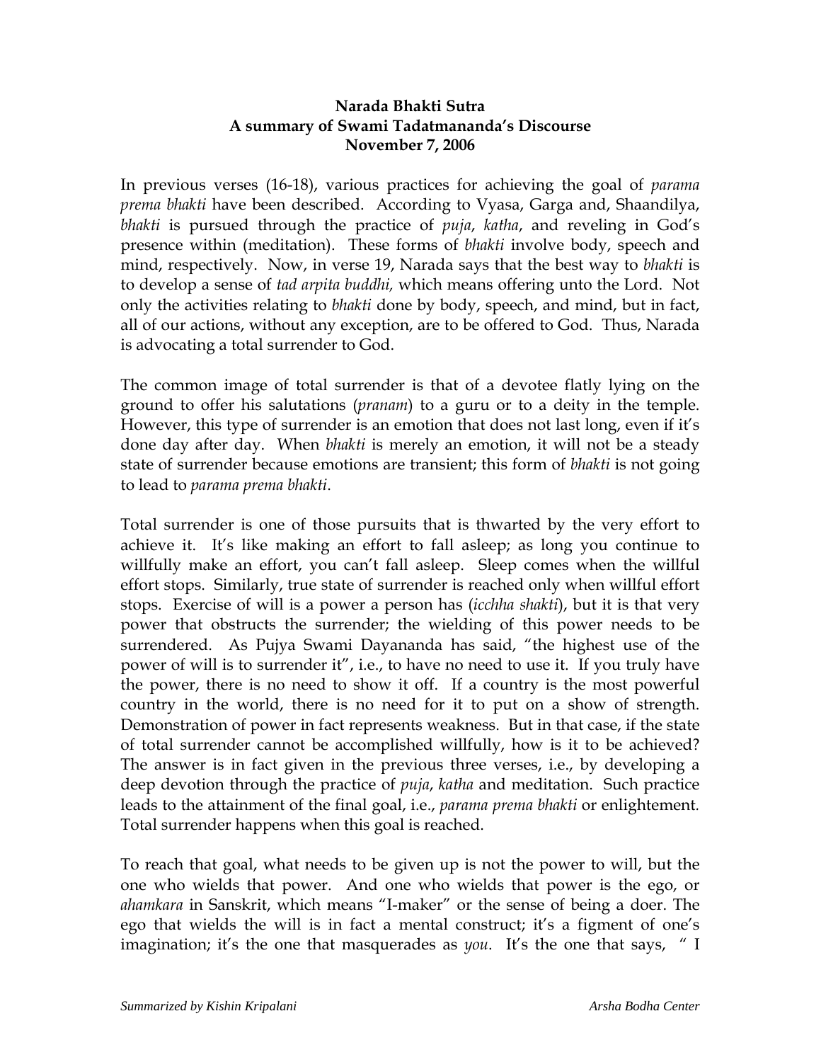**Narada Bhakti Sutra**
**A summary of Swami Tadatmananda's Discourse**
**November 7, 2006**

In previous verses (16-18), various practices for achieving the goal of *parama prema bhakti* have been described. According to Vyasa, Garga and, Shaandilya, *bhakti* is pursued through the practice of *puja*, *katha*, and reveling in God's presence within (meditation). These forms of *bhakti* involve body, speech and mind, respectively. Now, in verse 19, Narada says that the best way to *bhakti* is to develop a sense of *tad arpita buddhi,* which means offering unto the Lord. Not only the activities relating to *bhakti* done by body, speech, and mind, but in fact, all of our actions, without any exception, are to be offered to God. Thus, Narada is advocating a total surrender to God.

The common image of total surrender is that of a devotee flatly lying on the ground to offer his salutations (*pranam*) to a guru or to a deity in the temple. However, this type of surrender is an emotion that does not last long, even if it's done day after day. When *bhakti* is merely an emotion, it will not be a steady state of surrender because emotions are transient; this form of *bhakti* is not going to lead to *parama prema bhakti*.

Total surrender is one of those pursuits that is thwarted by the very effort to achieve it. It's like making an effort to fall asleep; as long you continue to willfully make an effort, you can't fall asleep. Sleep comes when the willful effort stops. Similarly, true state of surrender is reached only when willful effort stops. Exercise of will is a power a person has (*icchha shakti*), but it is that very power that obstructs the surrender; the wielding of this power needs to be surrendered. As Pujya Swami Dayananda has said, "the highest use of the power of will is to surrender it", i.e., to have no need to use it. If you truly have the power, there is no need to show it off. If a country is the most powerful country in the world, there is no need for it to put on a show of strength. Demonstration of power in fact represents weakness. But in that case, if the state of total surrender cannot be accomplished willfully, how is it to be achieved? The answer is in fact given in the previous three verses, i.e., by developing a deep devotion through the practice of *puja*, *katha* and meditation. Such practice leads to the attainment of the final goal, i.e., *parama prema bhakti* or enlightement. Total surrender happens when this goal is reached.

To reach that goal, what needs to be given up is not the power to will, but the one who wields that power. And one who wields that power is the ego, or *ahamkara* in Sanskrit, which means "I-maker" or the sense of being a doer. The ego that wields the will is in fact a mental construct; it's a figment of one's imagination; it's the one that masquerades as *you*. It's the one that says, " I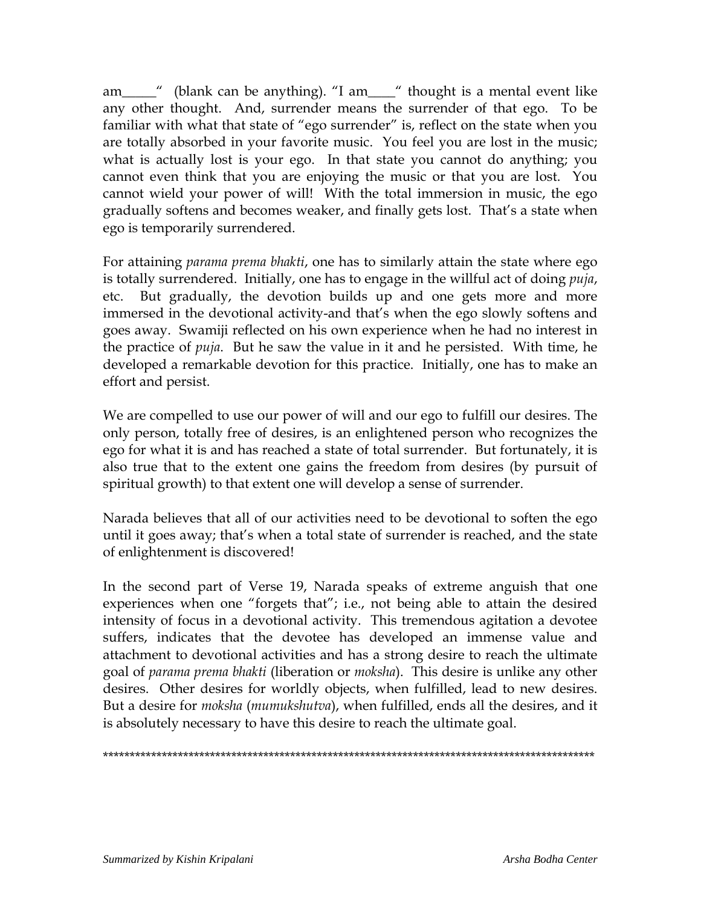am_____"  (blank can be anything). "I am____" thought is a mental event like any other thought. And, surrender means the surrender of that ego. To be familiar with what that state of "ego surrender" is, reflect on the state when you are totally absorbed in your favorite music. You feel you are lost in the music; what is actually lost is your ego. In that state you cannot do anything; you cannot even think that you are enjoying the music or that you are lost. You cannot wield your power of will! With the total immersion in music, the ego gradually softens and becomes weaker, and finally gets lost. That's a state when ego is temporarily surrendered.

For attaining *parama prema bhakti*, one has to similarly attain the state where ego is totally surrendered. Initially, one has to engage in the willful act of doing *puja*, etc. But gradually, the devotion builds up and one gets more and more immersed in the devotional activity-and that's when the ego slowly softens and goes away. Swamiji reflected on his own experience when he had no interest in the practice of *puja*. But he saw the value in it and he persisted. With time, he developed a remarkable devotion for this practice. Initially, one has to make an effort and persist.

We are compelled to use our power of will and our ego to fulfill our desires. The only person, totally free of desires, is an enlightened person who recognizes the ego for what it is and has reached a state of total surrender. But fortunately, it is also true that to the extent one gains the freedom from desires (by pursuit of spiritual growth) to that extent one will develop a sense of surrender.

Narada believes that all of our activities need to be devotional to soften the ego until it goes away; that's when a total state of surrender is reached, and the state of enlightenment is discovered!

In the second part of Verse 19, Narada speaks of extreme anguish that one experiences when one "forgets that"; i.e., not being able to attain the desired intensity of focus in a devotional activity. This tremendous agitation a devotee suffers, indicates that the devotee has developed an immense value and attachment to devotional activities and has a strong desire to reach the ultimate goal of *parama prema bhakti* (liberation or *moksha*). This desire is unlike any other desires. Other desires for worldly objects, when fulfilled, lead to new desires. But a desire for *moksha* (*mumukshutva*), when fulfilled, ends all the desires, and it is absolutely necessary to have this desire to reach the ultimate goal.

*********************************************************************************************

*Summarized by Kishin Kripalani* *Arsha Bodha Center*